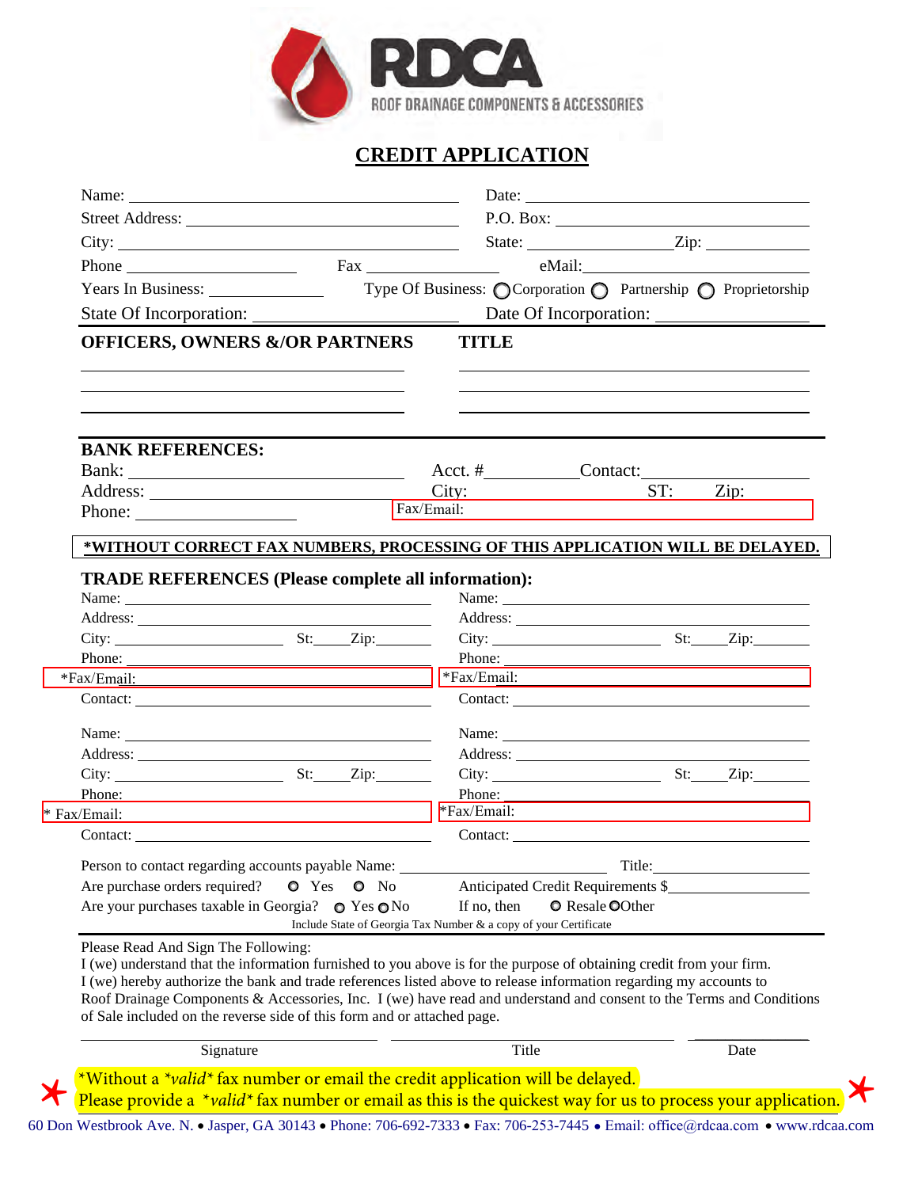RDCA

ROOF DRAINAGE COMPONENTS & ACCESSORIES

# CREDIT APPLICATION

Name: ______________________ Date: ______________________

Street Address: ______________________ P.O. Box: ______________________

City: ______________________ State: ______________ Zip: ______________

Phone ______________ Fax ______________ eMail: ______________________

Years In Business: ______________ Type Of Business: ○ Corporation ○ Partnership ○ Proprietorship

State Of Incorporation: ______________________ Date Of Incorporation: ______________________

| OFFICERS, OWNERS &/OR PARTNERS | TITLE |
|---|---|
| | |
| | |
| | |

**BANK REFERENCES:**

Bank: ______________________ Acct. # ______________ Contact: ______________________

Address: ______________________ City: ______________ ST: ______ Zip: ______

Phone: ______________________ Fax/Email: ______________________

**\*WITHOUT CORRECT FAX NUMBERS, PROCESSING OF THIS APPLICATION WILL BE DELAYED.**

**TRADE REFERENCES (Please complete all information):**

Name: ______________________ Name: ______________________

Address: ______________________ Address: ______________________

City: ______________ St: ______ Zip: ______ City: ______________ St: ______ Zip: ______

Phone: ______________________ Phone: ______________________

\*Fax/Email: ______________________ \*Fax/Email: ______________________

Contact: ______________________ Contact: ______________________

Name: ______________________ Name: ______________________

Address: ______________________ Address: ______________________

City: ______________ St: ______ Zip: ______ City: ______________ St: ______ Zip: ______

Phone: ______________________ Phone: ______________________

\* Fax/Email: ______________________ \*Fax/Email: ______________________

Contact: ______________________ Contact: ______________________

Person to contact regarding accounts payable Name: ______________________ Title: ______________

Are purchase orders required? ○ Yes ○ No Anticipated Credit Requirements $ ______________

Are your purchases taxable in Georgia? ○ Yes ○ No If no, then ○ Resale ○ Other

Include State of Georgia Tax Number & a copy of your Certificate

Please Read And Sign The Following:

I (we) understand that the information furnished to you above is for the purpose of obtaining credit from your firm. I (we) hereby authorize the bank and trade references listed above to release information regarding my accounts to Roof Drainage Components & Accessories, Inc. I (we) have read and understand and consent to the Terms and Conditions of Sale included on the reverse side of this form and or attached page.

______________________ ______________________ ______________

Signature Title Date

\*Without a *\*valid\** fax number or email the credit application will be delayed.
Please provide a *\*valid\** fax number or email as this is the quickest way for us to process your application.

60 Don Westbrook Ave. N. • Jasper, GA 30143 • Phone: 706-692-7333 • Fax: 706-253-7445 • Email: office@rdcaa.com • www.rdcaa.com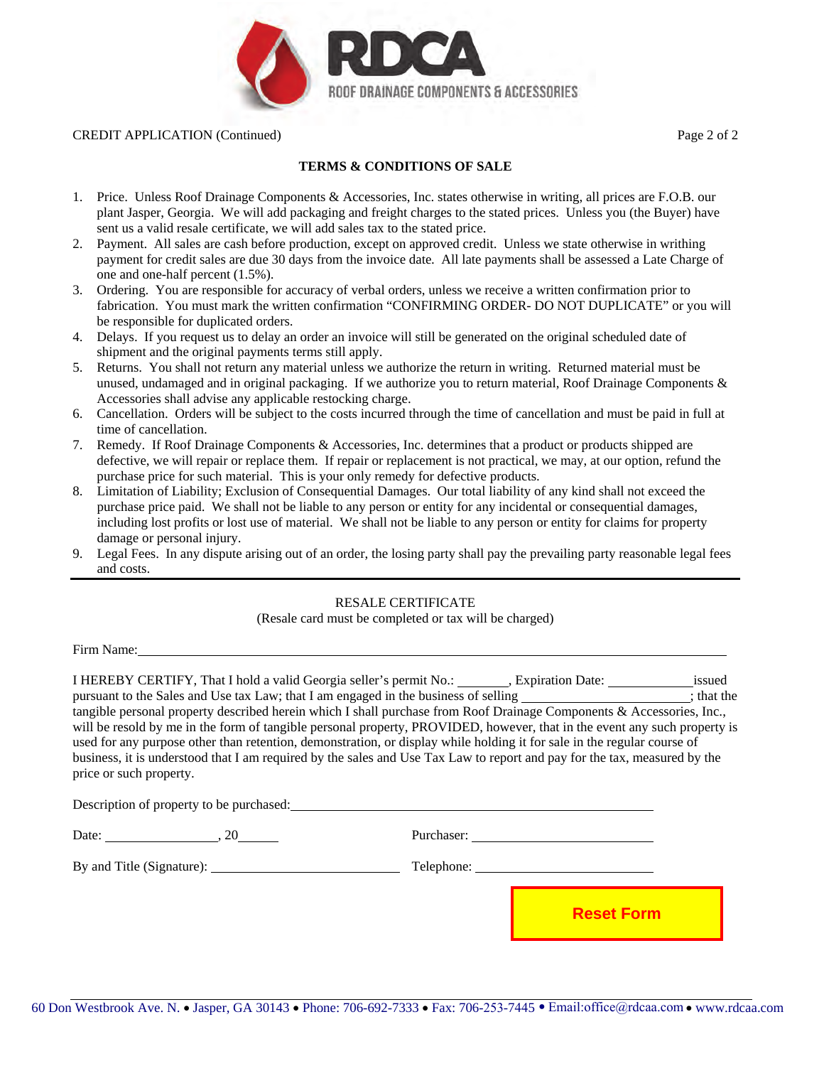ROOF DRAINAGE COMPONENTS & ACCESSORIES

CREDIT APPLICATION (Continued)

## TERMS & CONDITIONS OF SALE

1. Price. Unless Roof Drainage Components & Accessories, Inc. states otherwise in writing, all prices are F.O.B. our plant Jasper, Georgia. We will add packaging and freight charges to the stated prices. Unless you (the Buyer) have sent us a valid resale certificate, we will add sales tax to the stated price.
2. Payment. All sales are cash before production, except on approved credit. Unless we state otherwise in writhing payment for credit sales are due 30 days from the invoice date. All late payments shall be assessed a Late Charge of one and one-half percent (1.5%).
3. Ordering. You are responsible for accuracy of verbal orders, unless we receive a written confirmation prior to fabrication. You must mark the written confirmation "CONFIRMING ORDER- DO NOT DUPLICATE" or you will be responsible for duplicated orders.
4. Delays. If you request us to delay an order an invoice will still be generated on the original scheduled date of shipment and the original payments terms still apply.
5. Returns. You shall not return any material unless we authorize the return in writing. Returned material must be unused, undamaged and in original packaging. If we authorize you to return material, Roof Drainage Components & Accessories shall advise any applicable restocking charge.
6. Cancellation. Orders will be subject to the costs incurred through the time of cancellation and must be paid in full at time of cancellation.
7. Remedy. If Roof Drainage Components & Accessories, Inc. determines that a product or products shipped are defective, we will repair or replace them. If repair or replacement is not practical, we may, at our option, refund the purchase price for such material. This is your only remedy for defective products.
8. Limitation of Liability; Exclusion of Consequential Damages. Our total liability of any kind shall not exceed the purchase price paid. We shall not be liable to any person or entity for any incidental or consequential damages, including lost profits or lost use of material. We shall not be liable to any person or entity for claims for property damage or personal injury.
9. Legal Fees. In any dispute arising out of an order, the losing party shall pay the prevailing party reasonable legal fees and costs.

---

RESALE CERTIFICATE

(Resale card must be completed or tax will be charged)

Firm Name: ________________________________________

I HEREBY CERTIFY, That I hold a valid Georgia seller's permit No.: _______, Expiration Date: ____________ issued pursuant to the Sales and Use tax Law; that I am engaged in the business of selling ________________________; that the tangible personal property described herein which I shall purchase from Roof Drainage Components & Accessories, Inc., will be resold by me in the form of tangible personal property, PROVIDED, however, that in the event any such property is used for any purpose other than retention, demonstration, or display while holding it for sale in the regular course of business, it is understood that I am required by the sales and Use Tax Law to report and pay for the tax, measured by the price or such property.

Description of property to be purchased: ________________________________________

Date: ________________, 20______ Purchaser: ________________________

By and Title (Signature): ___________________________ Telephone: ________________________

Reset Form

60 Don Westbrook Ave. N. • Jasper, GA 30143 • Phone: 706-692-7333 • Fax: 706-253-7445 • Email:office@rdcaa.com • www.rdcaa.com